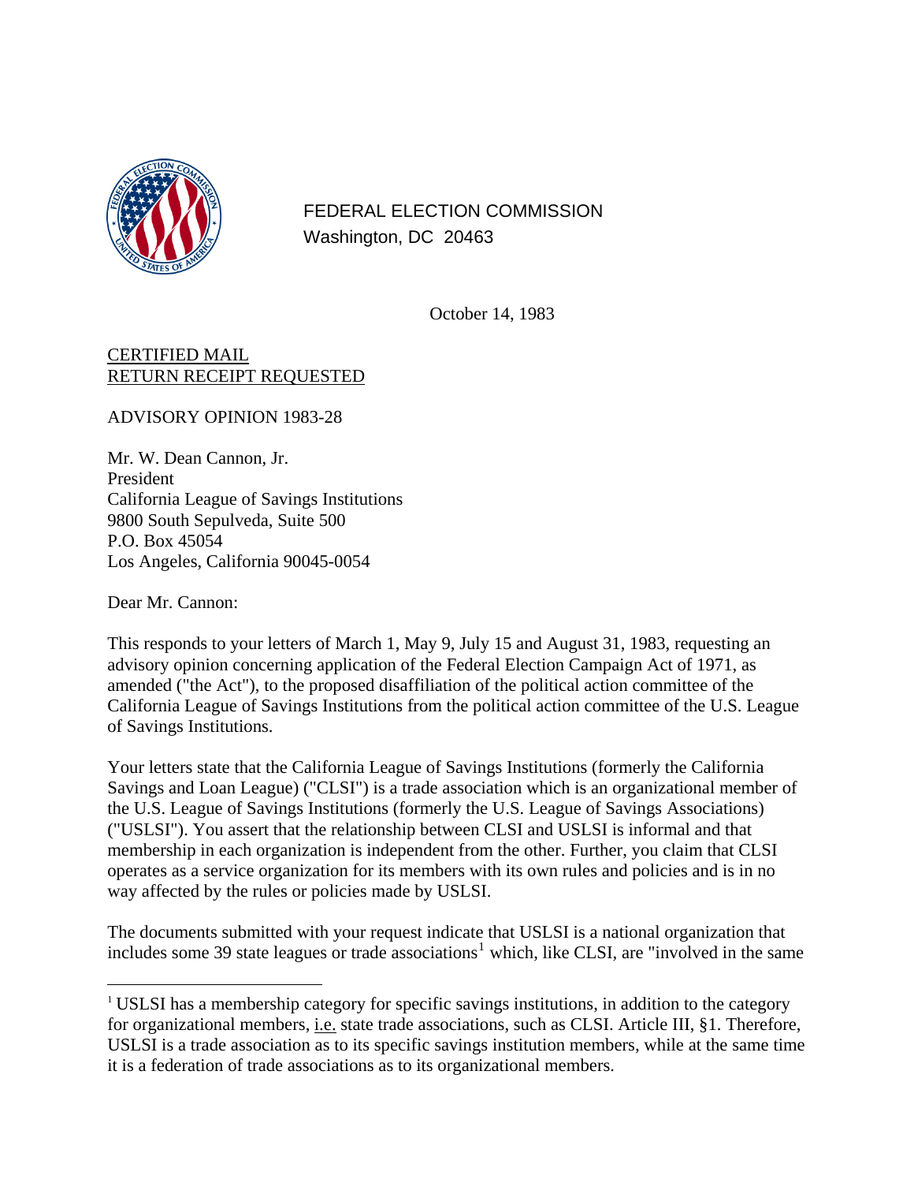FEDERAL ELECTION COMMISSION
Washington, DC 20463

October 14, 1983

CERTIFIED MAIL
RETURN RECEIPT REQUESTED

ADVISORY OPINION 1983-28

Mr. W. Dean Cannon, Jr.
President
California League of Savings Institutions
9800 South Sepulveda, Suite 500
P.O. Box 45054
Los Angeles, California 90045-0054

Dear Mr. Cannon:

This responds to your letters of March 1, May 9, July 15 and August 31, 1983, requesting an advisory opinion concerning application of the Federal Election Campaign Act of 1971, as amended ("the Act"), to the proposed disaffiliation of the political action committee of the California League of Savings Institutions from the political action committee of the U.S. League of Savings Institutions.

Your letters state that the California League of Savings Institutions (formerly the California Savings and Loan League) ("CLSI") is a trade association which is an organizational member of the U.S. League of Savings Institutions (formerly the U.S. League of Savings Associations) ("USLSI"). You assert that the relationship between CLSI and USLSI is informal and that membership in each organization is independent from the other. Further, you claim that CLSI operates as a service organization for its members with its own rules and policies and is in no way affected by the rules or policies made by USLSI.

The documents submitted with your request indicate that USLSI is a national organization that includes some 39 state leagues or trade associations[1] which, like CLSI, are "involved in the same

[1] USLSI has a membership category for specific savings institutions, in addition to the category for organizational members, i.e. state trade associations, such as CLSI. Article III, §1. Therefore, USLSI is a trade association as to its specific savings institution members, while at the same time it is a federation of trade associations as to its organizational members.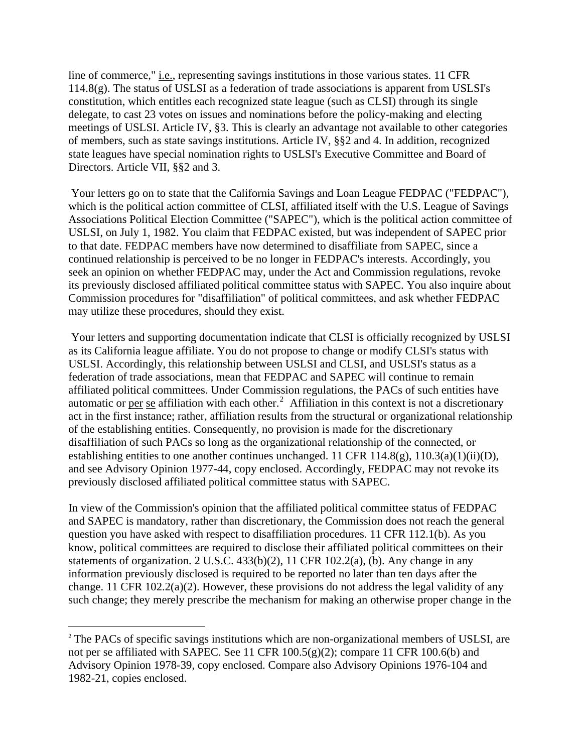line of commerce," i.e., representing savings institutions in those various states. 11 CFR 114.8(g). The status of USLSI as a federation of trade associations is apparent from USLSI's constitution, which entitles each recognized state league (such as CLSI) through its single delegate, to cast 23 votes on issues and nominations before the policy-making and electing meetings of USLSI. Article IV, §3. This is clearly an advantage not available to other categories of members, such as state savings institutions. Article IV, §§2 and 4. In addition, recognized state leagues have special nomination rights to USLSI's Executive Committee and Board of Directors. Article VII, §§2 and 3.

Your letters go on to state that the California Savings and Loan League FEDPAC ("FEDPAC"), which is the political action committee of CLSI, affiliated itself with the U.S. League of Savings Associations Political Election Committee ("SAPEC"), which is the political action committee of USLSI, on July 1, 1982. You claim that FEDPAC existed, but was independent of SAPEC prior to that date. FEDPAC members have now determined to disaffiliate from SAPEC, since a continued relationship is perceived to be no longer in FEDPAC's interests. Accordingly, you seek an opinion on whether FEDPAC may, under the Act and Commission regulations, revoke its previously disclosed affiliated political committee status with SAPEC. You also inquire about Commission procedures for "disaffiliation" of political committees, and ask whether FEDPAC may utilize these procedures, should they exist.

Your letters and supporting documentation indicate that CLSI is officially recognized by USLSI as its California league affiliate. You do not propose to change or modify CLSI's status with USLSI. Accordingly, this relationship between USLSI and CLSI, and USLSI's status as a federation of trade associations, mean that FEDPAC and SAPEC will continue to remain affiliated political committees. Under Commission regulations, the PACs of such entities have automatic or per se affiliation with each other.[2] Affiliation in this context is not a discretionary act in the first instance; rather, affiliation results from the structural or organizational relationship of the establishing entities. Consequently, no provision is made for the discretionary disaffiliation of such PACs so long as the organizational relationship of the connected, or establishing entities to one another continues unchanged. 11 CFR 114.8(g), 110.3(a)(1)(ii)(D), and see Advisory Opinion 1977-44, copy enclosed. Accordingly, FEDPAC may not revoke its previously disclosed affiliated political committee status with SAPEC.

In view of the Commission's opinion that the affiliated political committee status of FEDPAC and SAPEC is mandatory, rather than discretionary, the Commission does not reach the general question you have asked with respect to disaffiliation procedures. 11 CFR 112.1(b). As you know, political committees are required to disclose their affiliated political committees on their statements of organization. 2 U.S.C. 433(b)(2), 11 CFR 102.2(a), (b). Any change in any information previously disclosed is required to be reported no later than ten days after the change. 11 CFR 102.2(a)(2). However, these provisions do not address the legal validity of any such change; they merely prescribe the mechanism for making an otherwise proper change in the

---

[2] The PACs of specific savings institutions which are non-organizational members of USLSI, are not per se affiliated with SAPEC. See 11 CFR 100.5(g)(2); compare 11 CFR 100.6(b) and Advisory Opinion 1978-39, copy enclosed. Compare also Advisory Opinions 1976-104 and 1982-21, copies enclosed.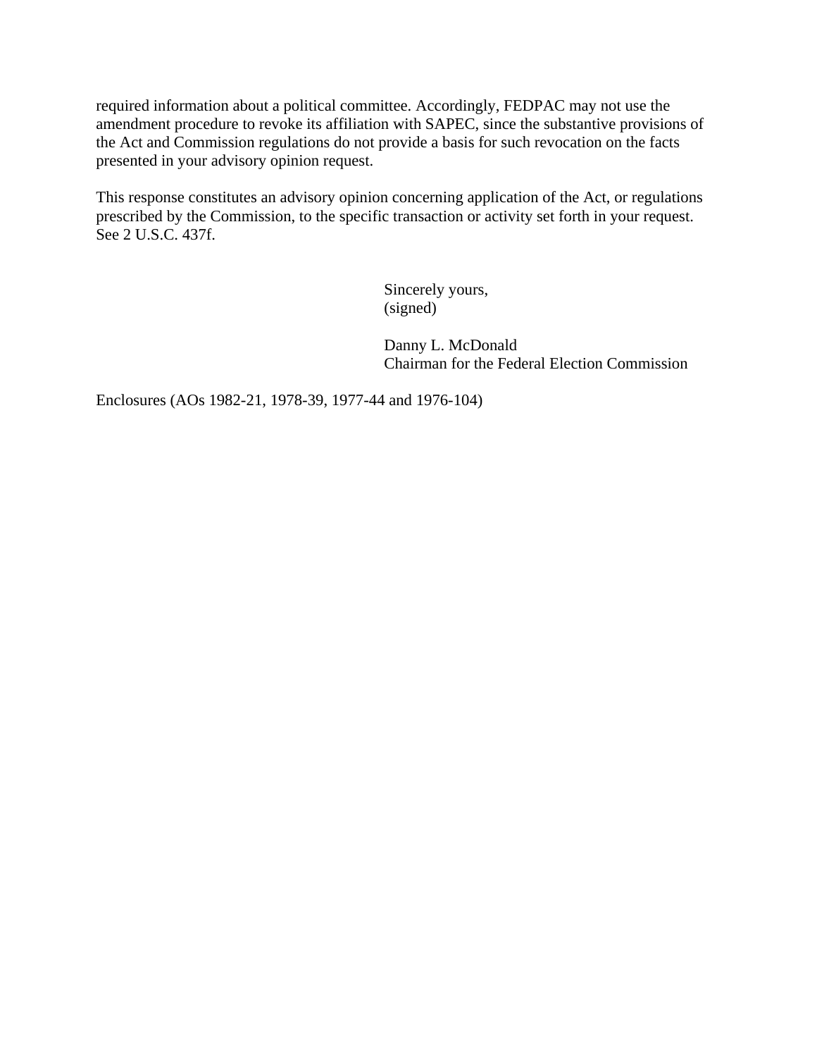required information about a political committee. Accordingly, FEDPAC may not use the amendment procedure to revoke its affiliation with SAPEC, since the substantive provisions of the Act and Commission regulations do not provide a basis for such revocation on the facts presented in your advisory opinion request.

This response constitutes an advisory opinion concerning application of the Act, or regulations prescribed by the Commission, to the specific transaction or activity set forth in your request. See 2 U.S.C. 437f.

Sincerely yours,
(signed)

Danny L. McDonald
Chairman for the Federal Election Commission

Enclosures (AOs 1982-21, 1978-39, 1977-44 and 1976-104)